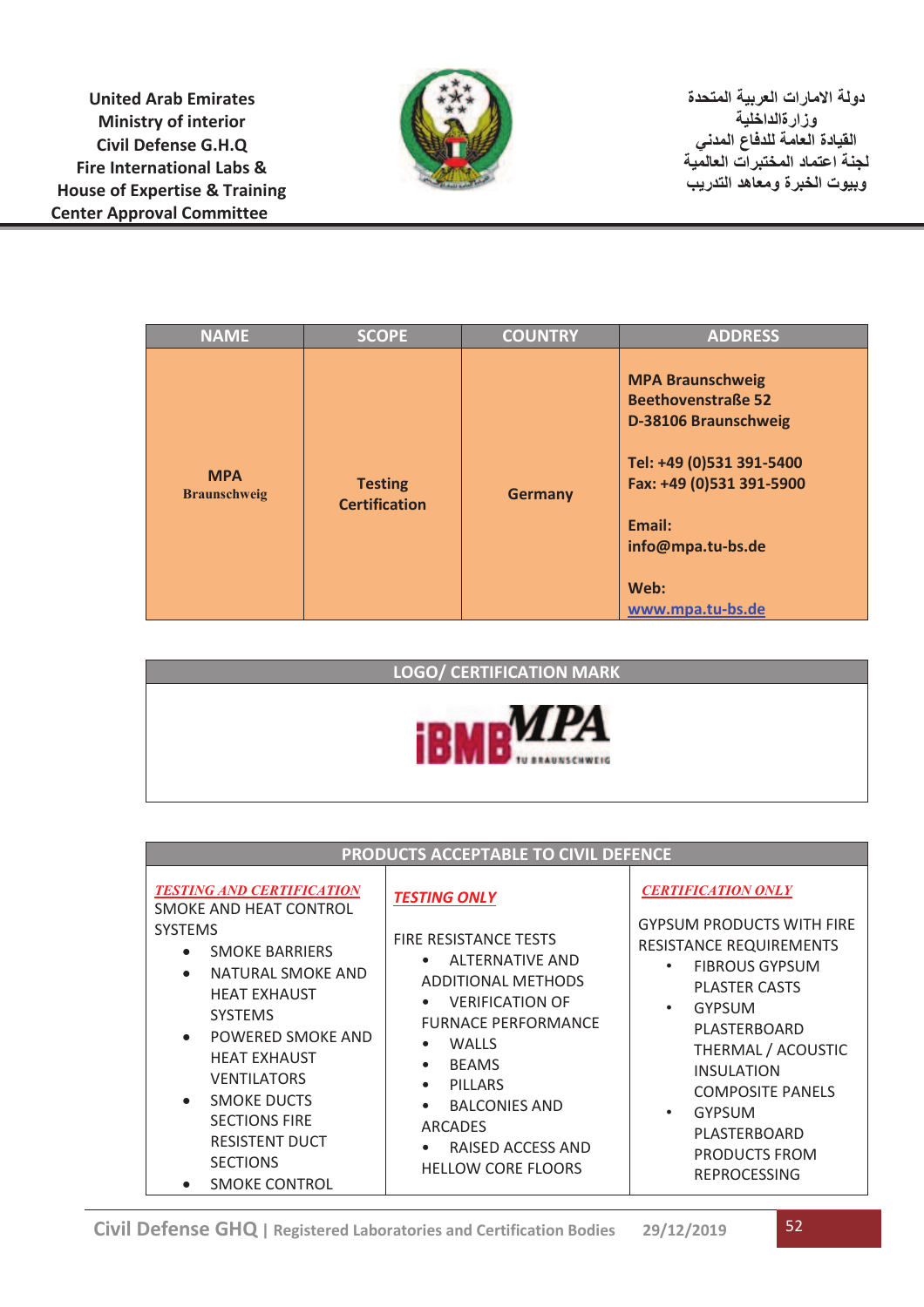United Arab Emirates
Ministry of interior
Civil Defense G.H.Q
Fire International Labs &
House of Expertise & Training
Center Approval Committee

دولة الامارات العربية المتحدة
وزارةالداخلية
القيادة العامة للدفاع المدني
لجنة اعتماد المختبرات العالمية
وبيوت الخبرة ومعاهد التدريب

| NAME | SCOPE | COUNTRY | ADDRESS |
|---|---|---|---|
| **MPA** **Braunschweig** | **Testing Certification** | **Germany** | **MPA Braunschweig** **Beethovenstraße 52** **D-38106 Braunschweig** **Tel: +49 (0)531 391-5400** **Fax: +49 (0)531 391-5900** **Email:** **info@mpa.tu-bs.de** **Web:** **www.mpa.tu-bs.de** |

| LOGO/ CERTIFICATION MARK |
|---|
| iBMB MPA TU BRAUNSCHWEIG |

| PRODUCTS ACCEPTABLE TO CIVIL DEFENCE | | |
|---|---|---|
| ***TESTING AND CERTIFICATION*** SMOKE AND HEAT CONTROL SYSTEMS • SMOKE BARRIERS • NATURAL SMOKE AND HEAT EXHAUST SYSTEMS • POWERED SMOKE AND HEAT EXHAUST VENTILATORS • SMOKE DUCTS SECTIONS FIRE RESISTENT DUCT SECTIONS • SMOKE CONTROL | ***TESTING ONLY*** FIRE RESISTANCE TESTS • ALTERNATIVE AND ADDITIONAL METHODS • VERIFICATION OF FURNACE PERFORMANCE • WALLS • BEAMS • PILLARS • BALCONIES AND ARCADES • RAISED ACCESS AND HELLOW CORE FLOORS | ***CERTIFICATION ONLY*** GYPSUM PRODUCTS WITH FIRE RESISTANCE REQUIREMENTS • FIBROUS GYPSUM PLASTER CASTS • GYPSUM PLASTERBOARD THERMAL / ACOUSTIC INSULATION COMPOSITE PANELS • GYPSUM PLASTERBOARD PRODUCTS FROM REPROCESSING |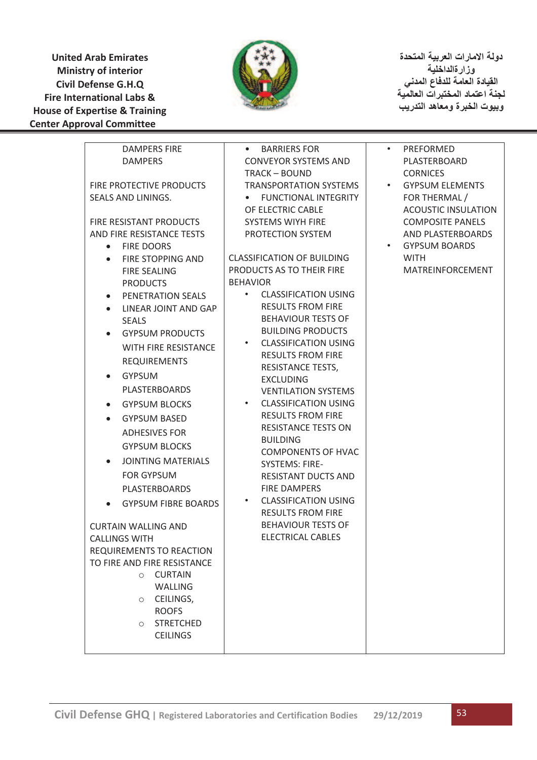United Arab Emirates
Ministry of interior
Civil Defense G.H.Q
Fire International Labs &
House of Expertise & Training
Center Approval Committee

دولة الامارات العربية المتحدة
وزارةالداخلية
القيادة العامة للدفاع المدني
لجنة اعتماد المختبرات العالمية
وبيوت الخبرة ومعاهد التدريب

| | | |
|---|---|---|
| DAMPERS FIRE DAMPERS<br><br>FIRE PROTECTIVE PRODUCTS SEALS AND LININGS.<br><br>FIRE RESISTANT PRODUCTS AND FIRE RESISTANCE TESTS<br>• FIRE DOORS<br>• FIRE STOPPING AND FIRE SEALING PRODUCTS<br>• PENETRATION SEALS<br>• LINEAR JOINT AND GAP SEALS<br>• GYPSUM PRODUCTS WITH FIRE RESISTANCE REQUIREMENTS<br>• GYPSUM PLASTERBOARDS<br>• GYPSUM BLOCKS<br>• GYPSUM BASED ADHESIVES FOR GYPSUM BLOCKS<br>• JOINTING MATERIALS FOR GYPSUM PLASTERBOARDS<br>• GYPSUM FIBRE BOARDS<br><br>CURTAIN WALLING AND CALLINGS WITH REQUIREMENTS TO REACTION TO FIRE AND FIRE RESISTANCE<br>○ CURTAIN WALLING<br>○ CEILINGS, ROOFS<br>○ STRETCHED CEILINGS | • BARRIERS FOR CONVEYOR SYSTEMS AND TRACK – BOUND TRANSPORTATION SYSTEMS<br>• FUNCTIONAL INTEGRITY OF ELECTRIC CABLE SYSTEMS WIYH FIRE PROTECTION SYSTEM<br><br>CLASSIFICATION OF BUILDING PRODUCTS AS TO THEIR FIRE BEHAVIOR<br>• CLASSIFICATION USING RESULTS FROM FIRE BEHAVIOUR TESTS OF BUILDING PRODUCTS<br>• CLASSIFICATION USING RESULTS FROM FIRE RESISTANCE TESTS, EXCLUDING VENTILATION SYSTEMS<br>• CLASSIFICATION USING RESULTS FROM FIRE RESISTANCE TESTS ON BUILDING COMPONENTS OF HVAC SYSTEMS: FIRE-RESISTANT DUCTS AND FIRE DAMPERS<br>• CLASSIFICATION USING RESULTS FROM FIRE BEHAVIOUR TESTS OF ELECTRICAL CABLES | • PREFORMED PLASTERBOARD CORNICES<br>• GYPSUM ELEMENTS FOR THERMAL / ACOUSTIC INSULATION COMPOSITE PANELS AND PLASTERBOARDS<br>• GYPSUM BOARDS WITH MATREINFORCEMENT |